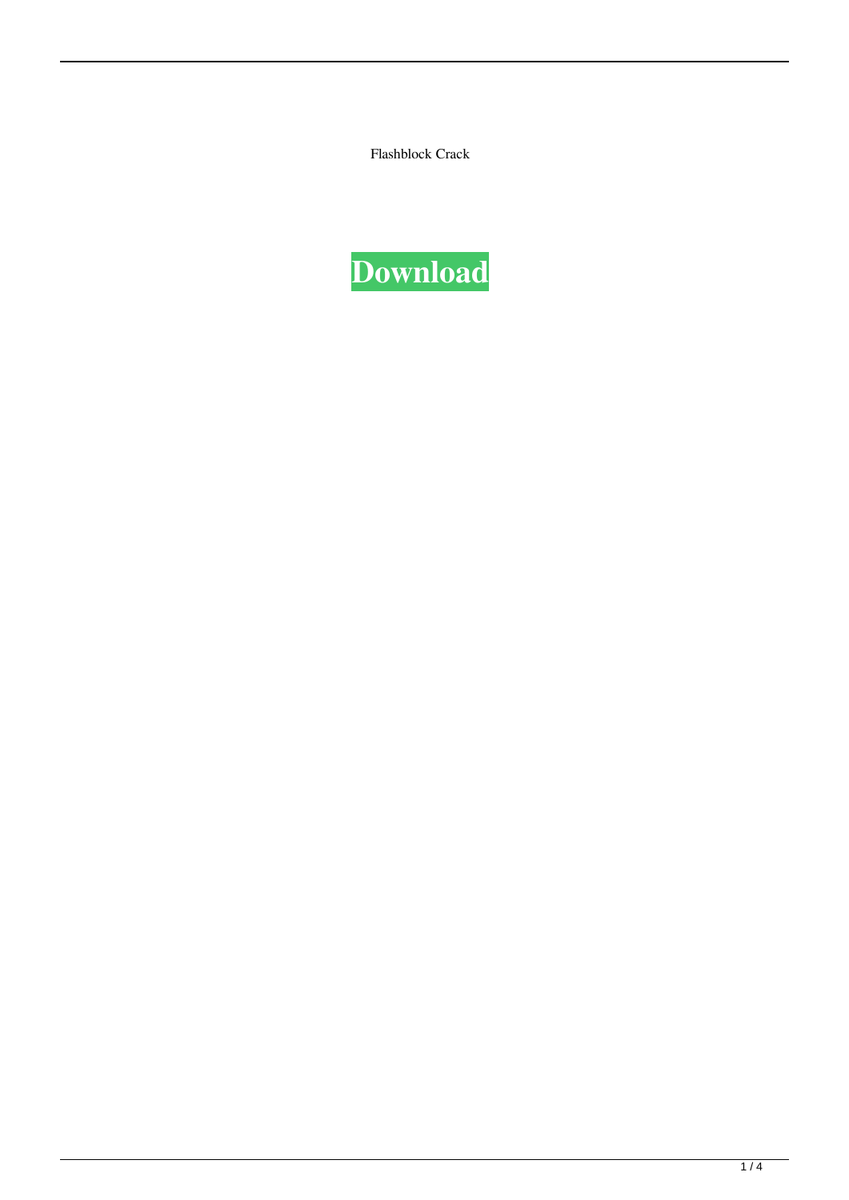Flashblock Crack

**Download**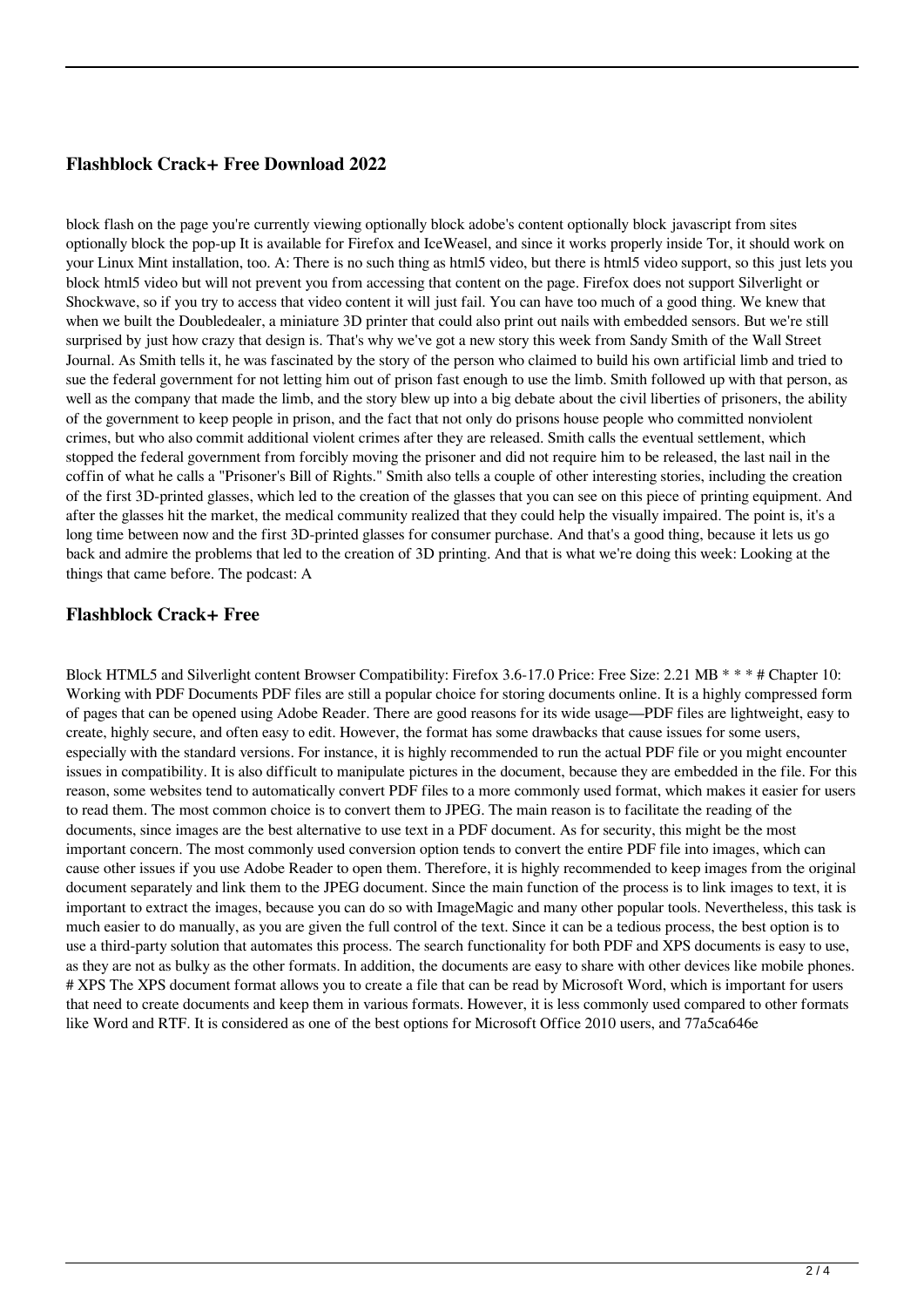## Flashblock Crack+ Free Download 2022

block flash on the page you're currently viewing optionally block adobe's content optionally block javascript from sites optionally block the pop-up It is available for Firefox and IceWeasel, and since it works properly inside Tor, it should work on your Linux Mint installation, too. A: There is no such thing as html5 video, but there is html5 video support, so this just lets you block html5 video but will not prevent you from accessing that content on the page. Firefox does not support Silverlight or Shockwave, so if you try to access that video content it will just fail. You can have too much of a good thing. We knew that when we built the Doubledealer, a miniature 3D printer that could also print out nails with embedded sensors. But we're still surprised by just how crazy that design is. That's why we've got a new story this week from Sandy Smith of the Wall Street Journal. As Smith tells it, he was fascinated by the story of the person who claimed to build his own artificial limb and tried to sue the federal government for not letting him out of prison fast enough to use the limb. Smith followed up with that person, as well as the company that made the limb, and the story blew up into a big debate about the civil liberties of prisoners, the ability of the government to keep people in prison, and the fact that not only do prisons house people who committed nonviolent crimes, but who also commit additional violent crimes after they are released. Smith calls the eventual settlement, which stopped the federal government from forcibly moving the prisoner and did not require him to be released, the last nail in the coffin of what he calls a "Prisoner's Bill of Rights." Smith also tells a couple of other interesting stories, including the creation of the first 3D-printed glasses, which led to the creation of the glasses that you can see on this piece of printing equipment. And after the glasses hit the market, the medical community realized that they could help the visually impaired. The point is, it's a long time between now and the first 3D-printed glasses for consumer purchase. And that's a good thing, because it lets us go back and admire the problems that led to the creation of 3D printing. And that is what we're doing this week: Looking at the things that came before. The podcast: A

## Flashblock Crack+ Free

Block HTML5 and Silverlight content Browser Compatibility: Firefox 3.6-17.0 Price: Free Size: 2.21 MB * * * # Chapter 10: Working with PDF Documents PDF files are still a popular choice for storing documents online. It is a highly compressed form of pages that can be opened using Adobe Reader. There are good reasons for its wide usage—PDF files are lightweight, easy to create, highly secure, and often easy to edit. However, the format has some drawbacks that cause issues for some users, especially with the standard versions. For instance, it is highly recommended to run the actual PDF file or you might encounter issues in compatibility. It is also difficult to manipulate pictures in the document, because they are embedded in the file. For this reason, some websites tend to automatically convert PDF files to a more commonly used format, which makes it easier for users to read them. The most common choice is to convert them to JPEG. The main reason is to facilitate the reading of the documents, since images are the best alternative to use text in a PDF document. As for security, this might be the most important concern. The most commonly used conversion option tends to convert the entire PDF file into images, which can cause other issues if you use Adobe Reader to open them. Therefore, it is highly recommended to keep images from the original document separately and link them to the JPEG document. Since the main function of the process is to link images to text, it is important to extract the images, because you can do so with ImageMagic and many other popular tools. Nevertheless, this task is much easier to do manually, as you are given the full control of the text. Since it can be a tedious process, the best option is to use a third-party solution that automates this process. The search functionality for both PDF and XPS documents is easy to use, as they are not as bulky as the other formats. In addition, the documents are easy to share with other devices like mobile phones. # XPS The XPS document format allows you to create a file that can be read by Microsoft Word, which is important for users that need to create documents and keep them in various formats. However, it is less commonly used compared to other formats like Word and RTF. It is considered as one of the best options for Microsoft Office 2010 users, and 77a5ca646e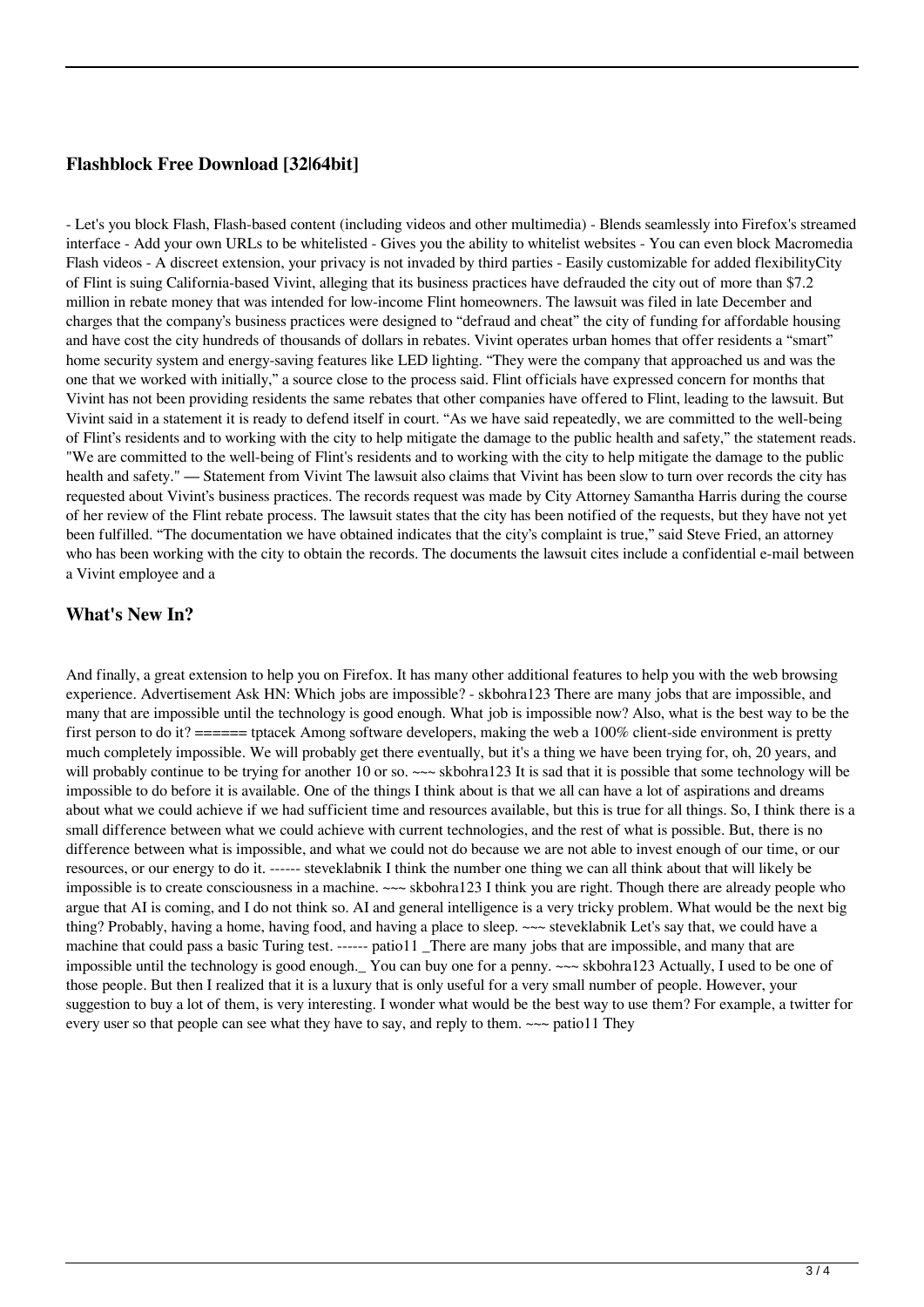## Flashblock Free Download [32|64bit]

- Let's you block Flash, Flash-based content (including videos and other multimedia) - Blends seamlessly into Firefox's streamed interface - Add your own URLs to be whitelisted - Gives you the ability to whitelist websites - You can even block Macromedia Flash videos - A discreet extension, your privacy is not invaded by third parties - Easily customizable for added flexibilityCity of Flint is suing California-based Vivint, alleging that its business practices have defrauded the city out of more than $7.2 million in rebate money that was intended for low-income Flint homeowners. The lawsuit was filed in late December and charges that the company's business practices were designed to "defraud and cheat" the city of funding for affordable housing and have cost the city hundreds of thousands of dollars in rebates. Vivint operates urban homes that offer residents a "smart" home security system and energy-saving features like LED lighting. "They were the company that approached us and was the one that we worked with initially," a source close to the process said. Flint officials have expressed concern for months that Vivint has not been providing residents the same rebates that other companies have offered to Flint, leading to the lawsuit. But Vivint said in a statement it is ready to defend itself in court. "As we have said repeatedly, we are committed to the well-being of Flint's residents and to working with the city to help mitigate the damage to the public health and safety," the statement reads. "We are committed to the well-being of Flint's residents and to working with the city to help mitigate the damage to the public health and safety." — Statement from Vivint The lawsuit also claims that Vivint has been slow to turn over records the city has requested about Vivint's business practices. The records request was made by City Attorney Samantha Harris during the course of her review of the Flint rebate process. The lawsuit states that the city has been notified of the requests, but they have not yet been fulfilled. "The documentation we have obtained indicates that the city's complaint is true," said Steve Fried, an attorney who has been working with the city to obtain the records. The documents the lawsuit cites include a confidential e-mail between a Vivint employee and a

## What's New In?

And finally, a great extension to help you on Firefox. It has many other additional features to help you with the web browsing experience. Advertisement Ask HN: Which jobs are impossible? - skbohra123 There are many jobs that are impossible, and many that are impossible until the technology is good enough. What job is impossible now? Also, what is the best way to be the first person to do it? ====== tptacek Among software developers, making the web a 100% client-side environment is pretty much completely impossible. We will probably get there eventually, but it's a thing we have been trying for, oh, 20 years, and will probably continue to be trying for another 10 or so. ~~~ skbohra123 It is sad that it is possible that some technology will be impossible to do before it is available. One of the things I think about is that we all can have a lot of aspirations and dreams about what we could achieve if we had sufficient time and resources available, but this is true for all things. So, I think there is a small difference between what we could achieve with current technologies, and the rest of what is possible. But, there is no difference between what is impossible, and what we could not do because we are not able to invest enough of our time, or our resources, or our energy to do it. ------ steveklabnik I think the number one thing we can all think about that will likely be impossible is to create consciousness in a machine. ~~~ skbohra123 I think you are right. Though there are already people who argue that AI is coming, and I do not think so. AI and general intelligence is a very tricky problem. What would be the next big thing? Probably, having a home, having food, and having a place to sleep. ~~~ steveklabnik Let's say that, we could have a machine that could pass a basic Turing test. ------ patio11 _There are many jobs that are impossible, and many that are impossible until the technology is good enough._ You can buy one for a penny. ~~~ skbohra123 Actually, I used to be one of those people. But then I realized that it is a luxury that is only useful for a very small number of people. However, your suggestion to buy a lot of them, is very interesting. I wonder what would be the best way to use them? For example, a twitter for every user so that people can see what they have to say, and reply to them. ~~~ patio11 They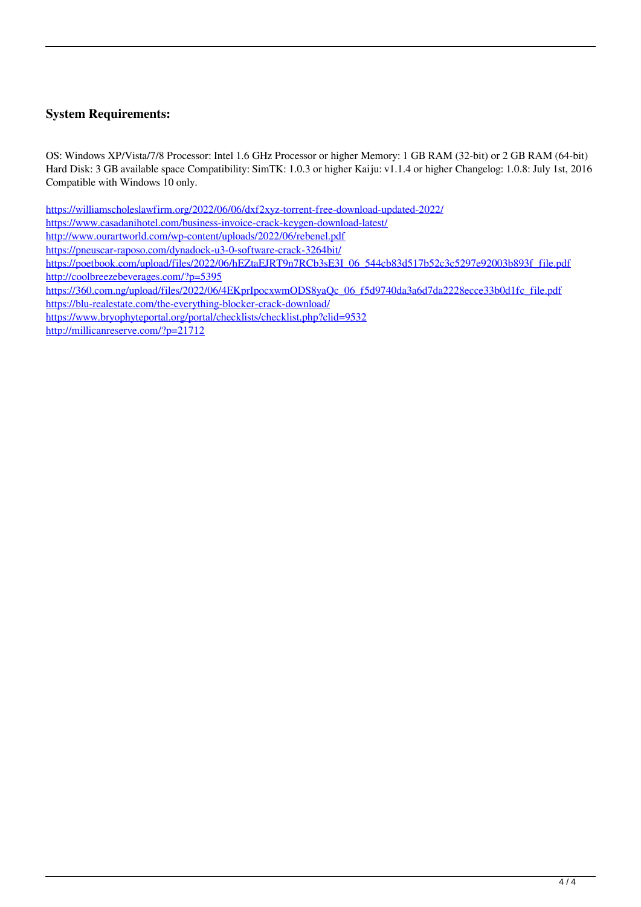### System Requirements:

OS: Windows XP/Vista/7/8 Processor: Intel 1.6 GHz Processor or higher Memory: 1 GB RAM (32-bit) or 2 GB RAM (64-bit) Hard Disk: 3 GB available space Compatibility: SimTK: 1.0.3 or higher Kaiju: v1.1.4 or higher Changelog: 1.0.8: July 1st, 2016 Compatible with Windows 10 only.

https://williamscholeslawfirm.org/2022/06/06/dxf2xyz-torrent-free-download-updated-2022/
https://www.casadanihotel.com/business-invoice-crack-keygen-download-latest/
http://www.ourartworld.com/wp-content/uploads/2022/06/rebenel.pdf
https://pneuscar-raposo.com/dynadock-u3-0-software-crack-3264bit/
https://poetbook.com/upload/files/2022/06/hEZtaEJRT9n7RCb3sE3I_06_544cb83d517b52c3c5297e92003b893f_file.pdf
http://coolbreezebeverages.com/?p=5395
https://360.com.ng/upload/files/2022/06/4EKprIpocxwmODS8yaQc_06_f5d9740da3a6d7da2228ecce33b0d1fc_file.pdf
https://blu-realestate.com/the-everything-blocker-crack-download/
https://www.bryophyteportal.org/portal/checklists/checklist.php?clid=9532
http://millicanreserve.com/?p=21712